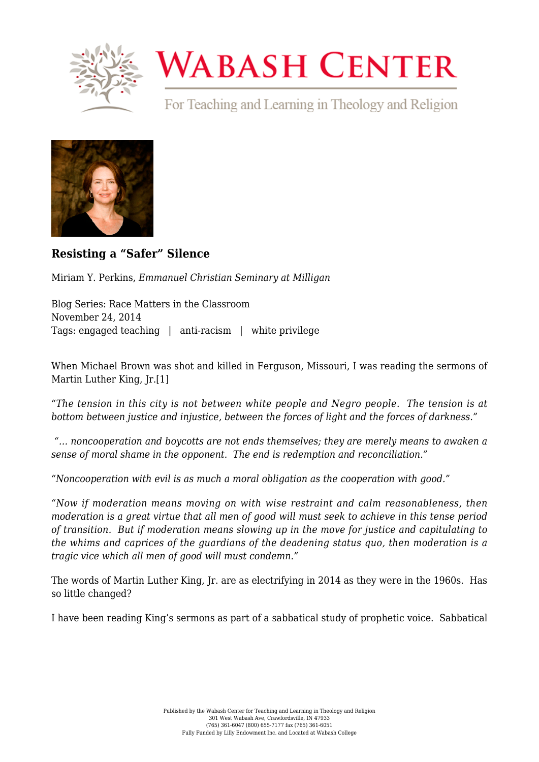## Resisting a "Safer" Silence

Miriam Y. Perkins, *Emmanuel Christian Seminary at Milligan*

Blog Series: Race Matters in the Classroom
November 24, 2014
Tags: engaged teaching | anti-racism | white privilege

When Michael Brown was shot and killed in Ferguson, Missouri, I was reading the sermons of Martin Luther King, Jr.[1]

*"The tension in this city is not between white people and Negro people. The tension is at bottom between justice and injustice, between the forces of light and the forces of darkness."*

*"… noncooperation and boycotts are not ends themselves; they are merely means to awaken a sense of moral shame in the opponent. The end is redemption and reconciliation."*

*"Noncooperation with evil is as much a moral obligation as the cooperation with good."*

*"Now if moderation means moving on with wise restraint and calm reasonableness, then moderation is a great virtue that all men of good will must seek to achieve in this tense period of transition. But if moderation means slowing up in the move for justice and capitulating to the whims and caprices of the guardians of the deadening status quo, then moderation is a tragic vice which all men of good will must condemn."*

The words of Martin Luther King, Jr. are as electrifying in 2014 as they were in the 1960s. Has so little changed?

I have been reading King's sermons as part of a sabbatical study of prophetic voice. Sabbatical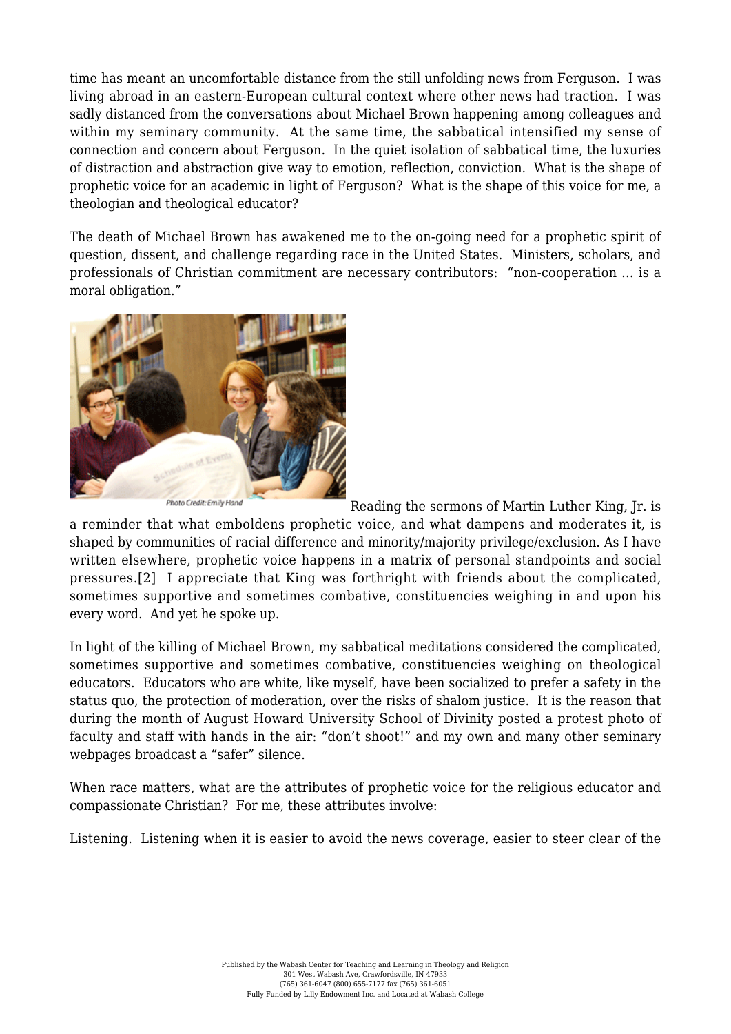time has meant an uncomfortable distance from the still unfolding news from Ferguson. I was living abroad in an eastern-European cultural context where other news had traction. I was sadly distanced from the conversations about Michael Brown happening among colleagues and within my seminary community. At the same time, the sabbatical intensified my sense of connection and concern about Ferguson. In the quiet isolation of sabbatical time, the luxuries of distraction and abstraction give way to emotion, reflection, conviction. What is the shape of prophetic voice for an academic in light of Ferguson? What is the shape of this voice for me, a theologian and theological educator?

The death of Michael Brown has awakened me to the on-going need for a prophetic spirit of question, dissent, and challenge regarding race in the United States. Ministers, scholars, and professionals of Christian commitment are necessary contributors: "non-cooperation … is a moral obligation."

Photo Credit: Emily Hand

Reading the sermons of Martin Luther King, Jr. is a reminder that what emboldens prophetic voice, and what dampens and moderates it, is shaped by communities of racial difference and minority/majority privilege/exclusion. As I have written elsewhere, prophetic voice happens in a matrix of personal standpoints and social pressures.[2] I appreciate that King was forthright with friends about the complicated, sometimes supportive and sometimes combative, constituencies weighing in and upon his every word. And yet he spoke up.

In light of the killing of Michael Brown, my sabbatical meditations considered the complicated, sometimes supportive and sometimes combative, constituencies weighing on theological educators. Educators who are white, like myself, have been socialized to prefer a safety in the status quo, the protection of moderation, over the risks of shalom justice. It is the reason that during the month of August Howard University School of Divinity posted a protest photo of faculty and staff with hands in the air: "don't shoot!" and my own and many other seminary webpages broadcast a "safer" silence.

When race matters, what are the attributes of prophetic voice for the religious educator and compassionate Christian? For me, these attributes involve:

Listening. Listening when it is easier to avoid the news coverage, easier to steer clear of the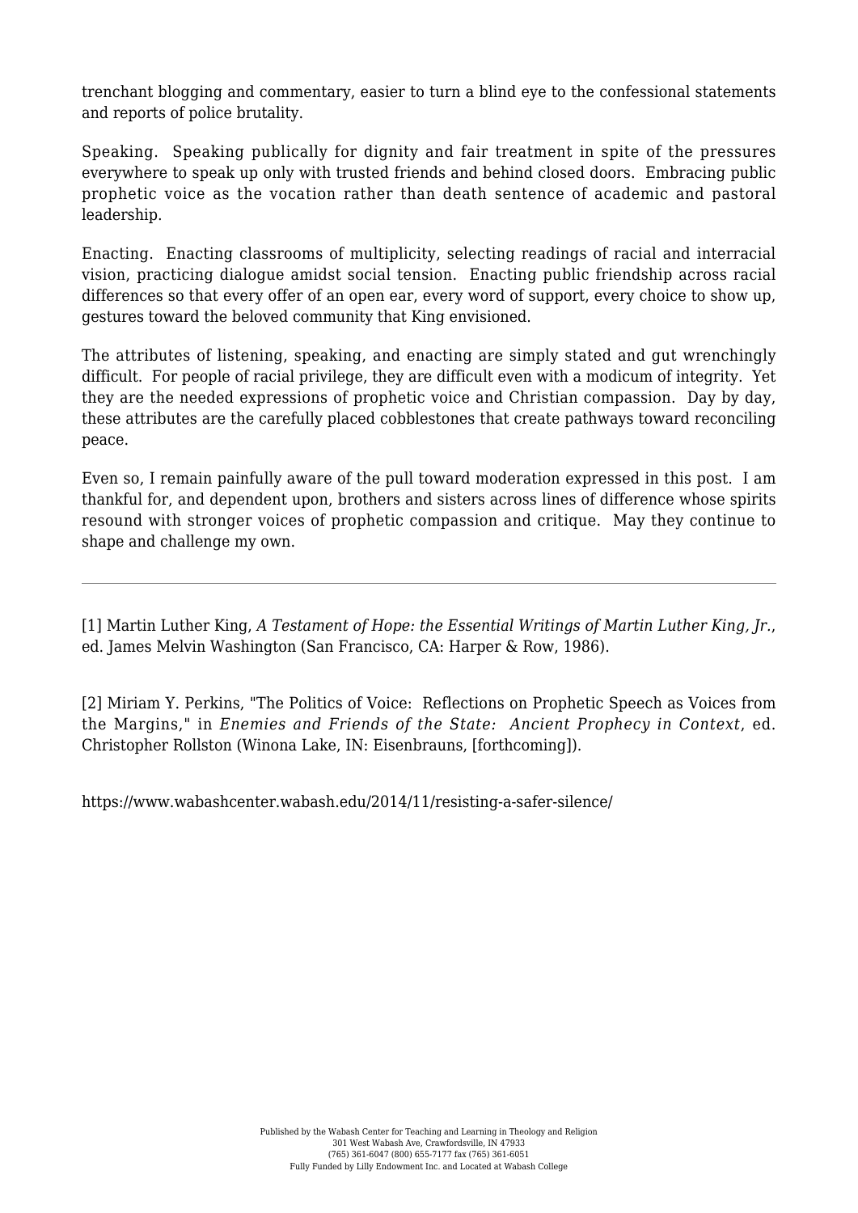trenchant blogging and commentary, easier to turn a blind eye to the confessional statements and reports of police brutality.

Speaking. Speaking publically for dignity and fair treatment in spite of the pressures everywhere to speak up only with trusted friends and behind closed doors. Embracing public prophetic voice as the vocation rather than death sentence of academic and pastoral leadership.

Enacting. Enacting classrooms of multiplicity, selecting readings of racial and interracial vision, practicing dialogue amidst social tension. Enacting public friendship across racial differences so that every offer of an open ear, every word of support, every choice to show up, gestures toward the beloved community that King envisioned.

The attributes of listening, speaking, and enacting are simply stated and gut wrenchingly difficult. For people of racial privilege, they are difficult even with a modicum of integrity. Yet they are the needed expressions of prophetic voice and Christian compassion. Day by day, these attributes are the carefully placed cobblestones that create pathways toward reconciling peace.

Even so, I remain painfully aware of the pull toward moderation expressed in this post. I am thankful for, and dependent upon, brothers and sisters across lines of difference whose spirits resound with stronger voices of prophetic compassion and critique. May they continue to shape and challenge my own.

---

[1] Martin Luther King, *A Testament of Hope: the Essential Writings of Martin Luther King, Jr.*, ed. James Melvin Washington (San Francisco, CA: Harper & Row, 1986).

[2] Miriam Y. Perkins, "The Politics of Voice: Reflections on Prophetic Speech as Voices from the Margins," in *Enemies and Friends of the State: Ancient Prophecy in Context*, ed. Christopher Rollston (Winona Lake, IN: Eisenbrauns, [forthcoming]).

https://www.wabashcenter.wabash.edu/2014/11/resisting-a-safer-silence/